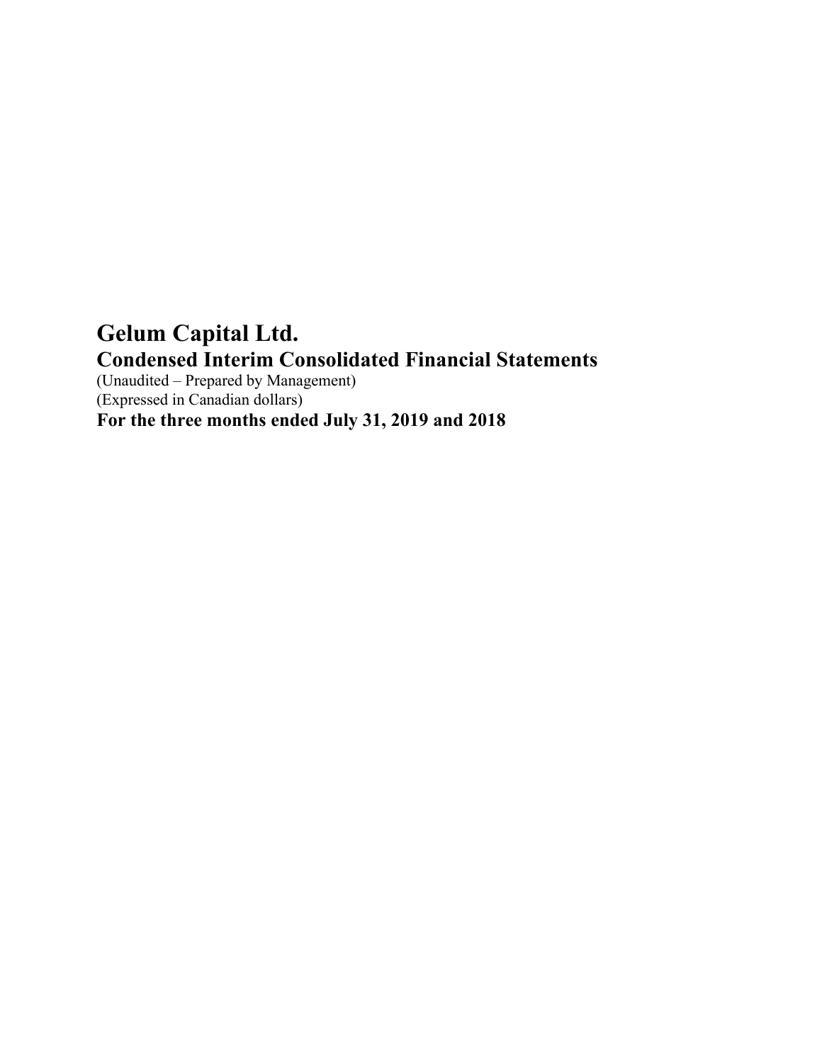# Gelum Capital Ltd.

## Condensed Interim Consolidated Financial Statements

(Unaudited – Prepared by Management)
(Expressed in Canadian dollars)

**For the three months ended July 31, 2019 and 2018**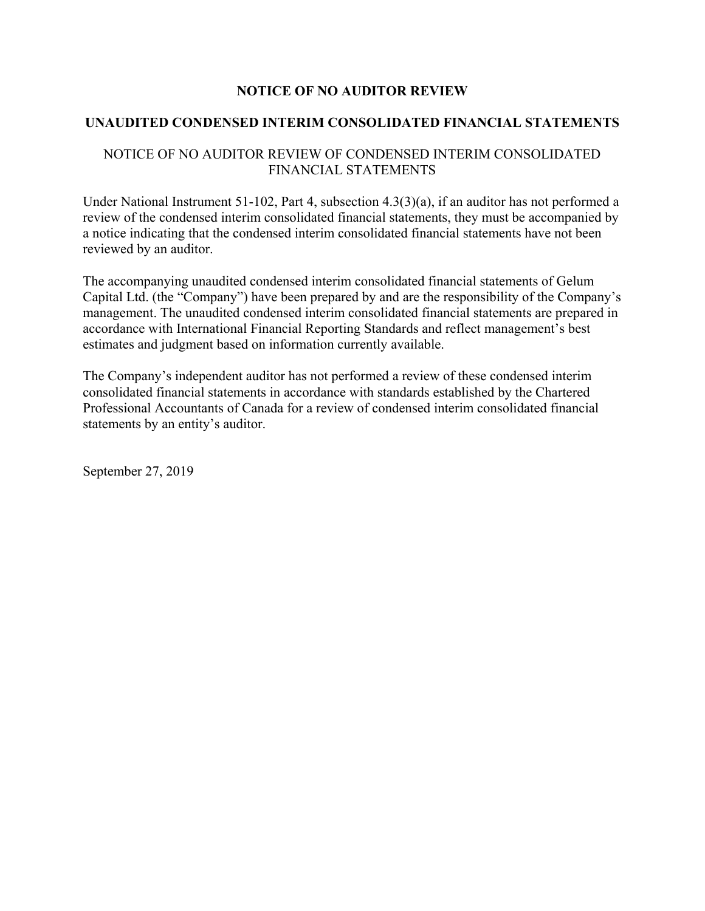# NOTICE OF NO AUDITOR REVIEW

## UNAUDITED CONDENSED INTERIM CONSOLIDATED FINANCIAL STATEMENTS

NOTICE OF NO AUDITOR REVIEW OF CONDENSED INTERIM CONSOLIDATED FINANCIAL STATEMENTS

Under National Instrument 51-102, Part 4, subsection 4.3(3)(a), if an auditor has not performed a review of the condensed interim consolidated financial statements, they must be accompanied by a notice indicating that the condensed interim consolidated financial statements have not been reviewed by an auditor.

The accompanying unaudited condensed interim consolidated financial statements of Gelum Capital Ltd. (the "Company") have been prepared by and are the responsibility of the Company's management. The unaudited condensed interim consolidated financial statements are prepared in accordance with International Financial Reporting Standards and reflect management's best estimates and judgment based on information currently available.

The Company's independent auditor has not performed a review of these condensed interim consolidated financial statements in accordance with standards established by the Chartered Professional Accountants of Canada for a review of condensed interim consolidated financial statements by an entity's auditor.

September 27, 2019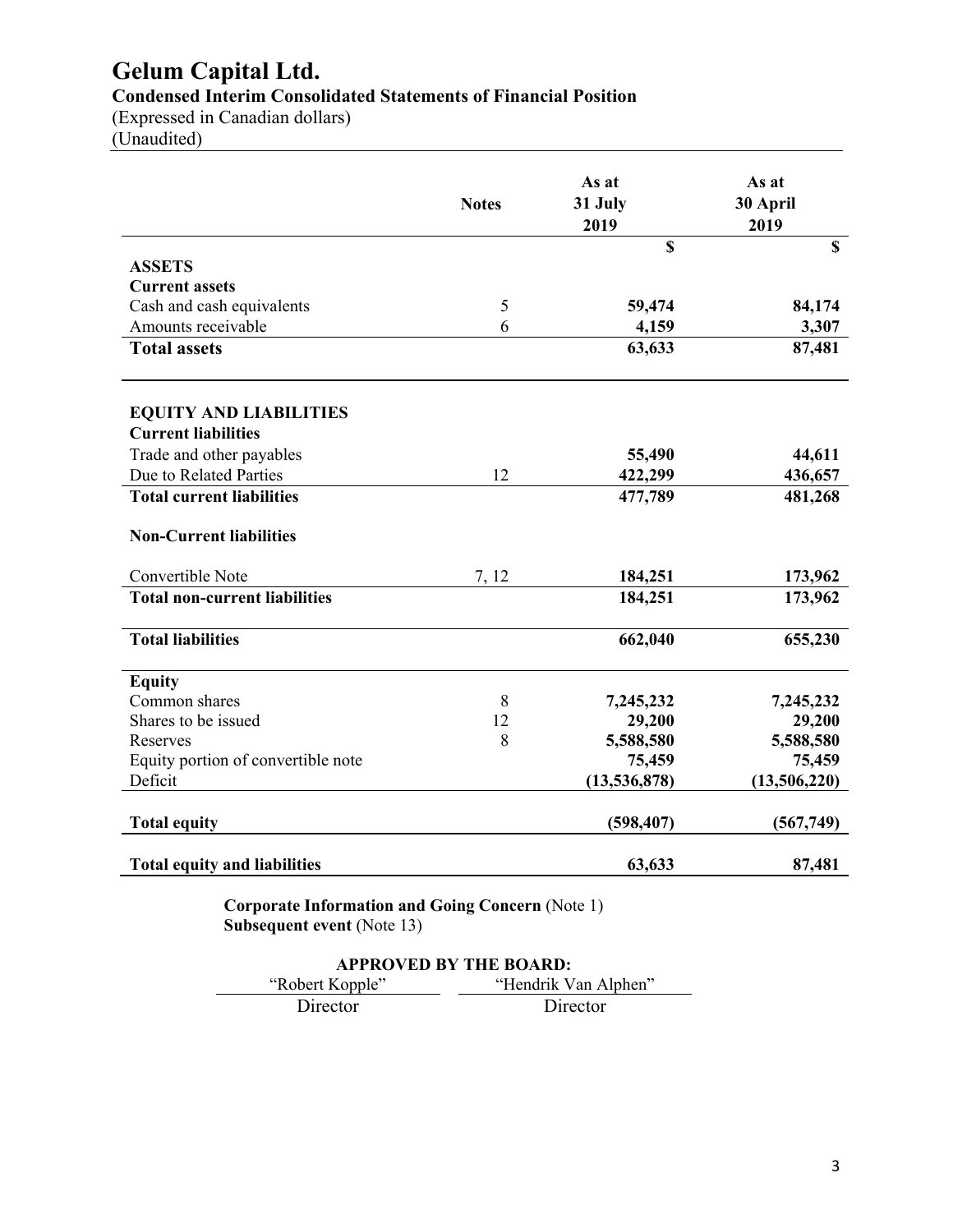# Gelum Capital Ltd.

**Condensed Interim Consolidated Statements of Financial Position**

(Expressed in Canadian dollars)

(Unaudited)

| | Notes | As at 31 July 2019 | As at 30 April 2019 |
|---|---|---|---|
| | | **$** | **$** |
| **ASSETS** | | | |
| **Current assets** | | | |
| Cash and cash equivalents | 5 | **59,474** | **84,174** |
| Amounts receivable | 6 | **4,159** | **3,307** |
| **Total assets** | | **63,633** | **87,481** |
| | | | |
| **EQUITY AND LIABILITIES** | | | |
| **Current liabilities** | | | |
| Trade and other payables | | **55,490** | **44,611** |
| Due to Related Parties | 12 | **422,299** | **436,657** |
| **Total current liabilities** | | **477,789** | **481,268** |
| | | | |
| **Non-Current liabilities** | | | |
| | | | |
| Convertible Note | 7, 12 | **184,251** | **173,962** |
| **Total non-current liabilities** | | **184,251** | **173,962** |
| | | | |
| **Total liabilities** | | **662,040** | **655,230** |
| | | | |
| **Equity** | | | |
| Common shares | 8 | **7,245,232** | **7,245,232** |
| Shares to be issued | 12 | **29,200** | **29,200** |
| Reserves | 8 | **5,588,580** | **5,588,580** |
| Equity portion of convertible note | | **75,459** | **75,459** |
| Deficit | | **(13,536,878)** | **(13,506,220)** |
| | | | |
| **Total equity** | | **(598,407)** | **(567,749)** |
| | | | |
| **Total equity and liabilities** | | **63,633** | **87,481** |

**Corporate Information and Going Concern** (Note 1)
**Subsequent event** (Note 13)

**APPROVED BY THE BOARD:**

| "Robert Kopple" | "Hendrik Van Alphen" |
|---|---|
| Director | Director |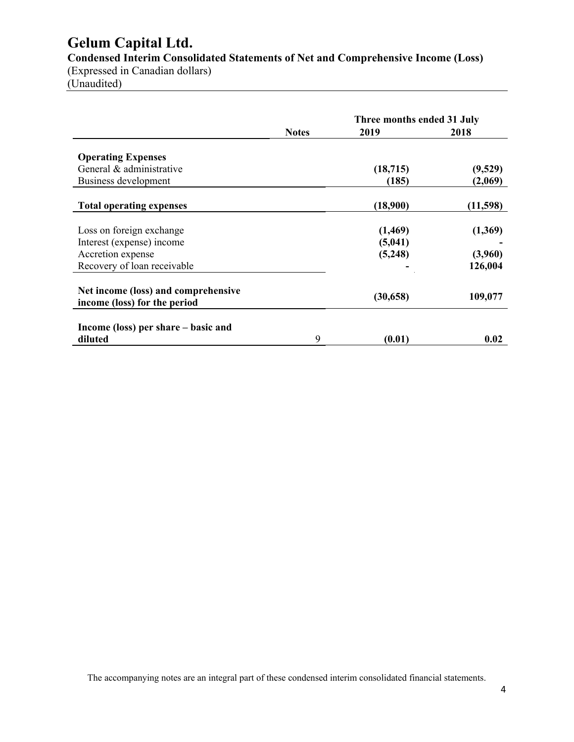# Gelum Capital Ltd.

**Condensed Interim Consolidated Statements of Net and Comprehensive Income (Loss)**
(Expressed in Canadian dollars)
(Unaudited)

| | Notes | Three months ended 31 July 2019 | 2018 |
|---|---|---|---|
| **Operating Expenses** | | | |
| General & administrative | | **(18,715)** | **(9,529)** |
| Business development | | **(185)** | **(2,069)** |
| **Total operating expenses** | | **(18,900)** | **(11,598)** |
| Loss on foreign exchange | | **(1,469)** | **(1,369)** |
| Interest (expense) income | | **(5,041)** | **-** |
| Accretion expense | | **(5,248)** | **(3,960)** |
| Recovery of loan receivable | | **-** | **126,004** |
| **Net income (loss) and comprehensive income (loss) for the period** | | **(30,658)** | **109,077** |
| **Income (loss) per share – basic and diluted** | 9 | **(0.01)** | **0.02** |

The accompanying notes are an integral part of these condensed interim consolidated financial statements.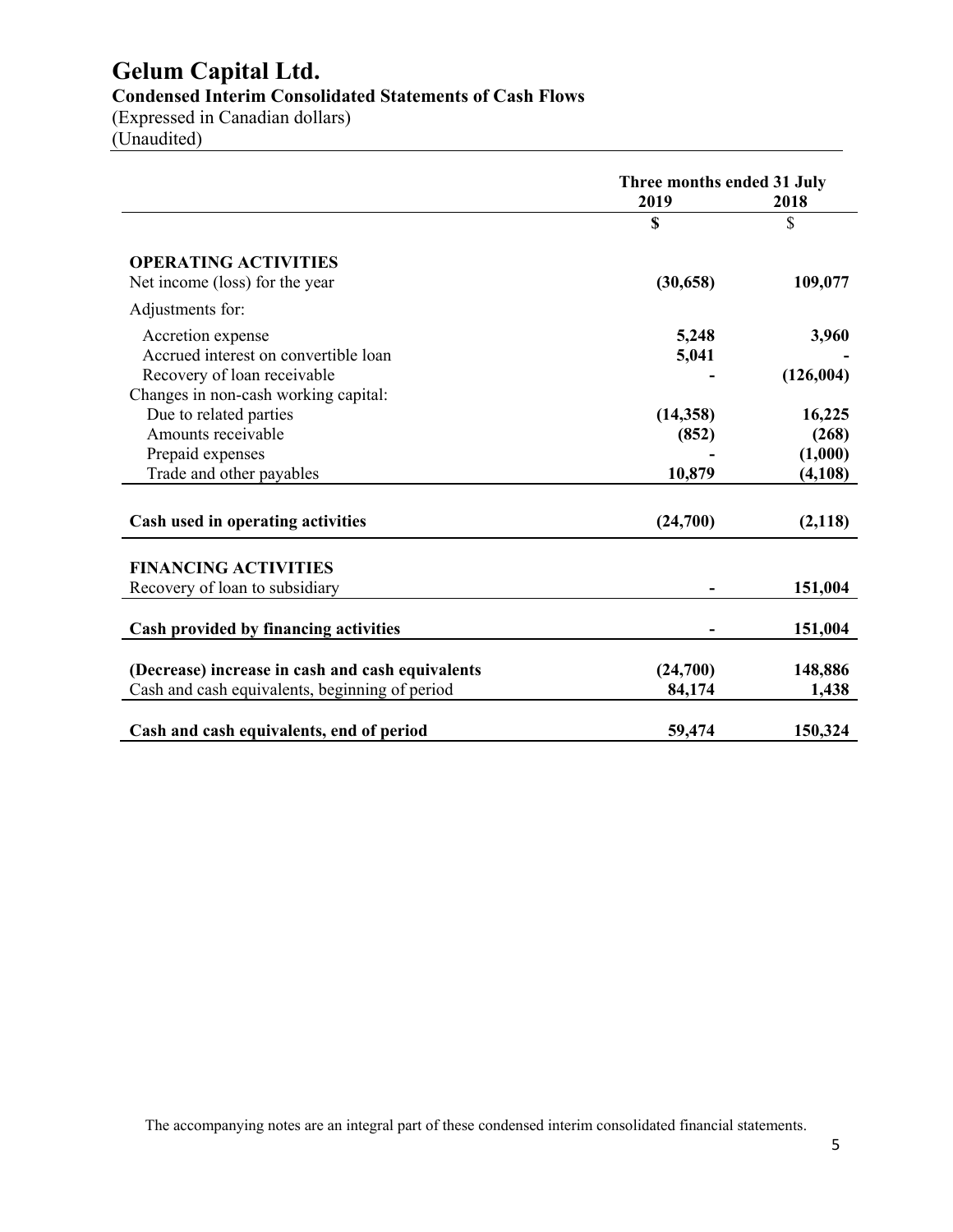# Gelum Capital Ltd.

**Condensed Interim Consolidated Statements of Cash Flows**

(Expressed in Canadian dollars)

(Unaudited)

| | Three months ended 31 July | |
|---|---|---|
| | **2019** | **2018** |
| | **$** | $ |
| **OPERATING ACTIVITIES** | | |
| Net income (loss) for the year | **(30,658)** | **109,077** |
| Adjustments for: | | |
| Accretion expense | **5,248** | **3,960** |
| Accrued interest on convertible loan | **5,041** | **-** |
| Recovery of loan receivable | **-** | **(126,004)** |
| Changes in non-cash working capital: | | |
| Due to related parties | **(14,358)** | **16,225** |
| Amounts receivable | **(852)** | **(268)** |
| Prepaid expenses | **-** | **(1,000)** |
| Trade and other payables | **10,879** | **(4,108)** |
| **Cash used in operating activities** | **(24,700)** | **(2,118)** |
| **FINANCING ACTIVITIES** | | |
| Recovery of loan to subsidiary | **-** | **151,004** |
| **Cash provided by financing activities** | **-** | **151,004** |
| **(Decrease) increase in cash and cash equivalents** | **(24,700)** | **148,886** |
| Cash and cash equivalents, beginning of period | **84,174** | **1,438** |
| **Cash and cash equivalents, end of period** | **59,474** | **150,324** |

The accompanying notes are an integral part of these condensed interim consolidated financial statements.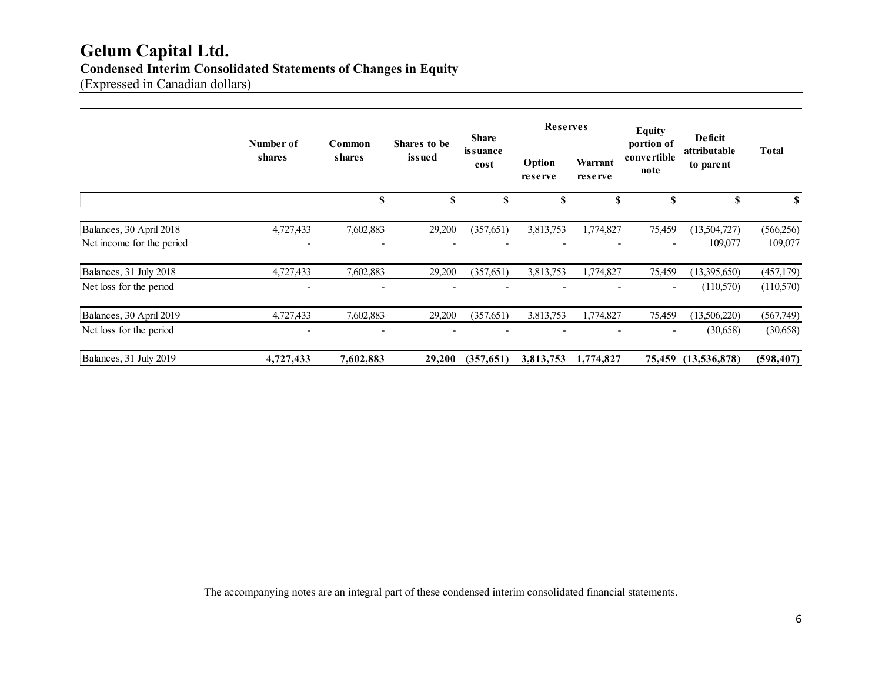# Gelum Capital Ltd.

## Condensed Interim Consolidated Statements of Changes in Equity

(Expressed in Canadian dollars)

| | Number of shares | Common shares | Shares to be issued | Share issuance cost | Reserves | | Equity portion of convertible note | Deficit attributable to parent | Total |
|---|---|---|---|---|---|---|---|---|---|
| | | | | | Option reserve | Warrant reserve | | | |
| | | $ | $ | $ | $ | $ | $ | $ | $ |
| Balances, 30 April 2018 | 4,727,433 | 7,602,883 | 29,200 | (357,651) | 3,813,753 | 1,774,827 | 75,459 | (13,504,727) | (566,256) |
| Net income for the period | - | - | - | - | - | - | - | 109,077 | 109,077 |
| Balances, 31 July 2018 | 4,727,433 | 7,602,883 | 29,200 | (357,651) | 3,813,753 | 1,774,827 | 75,459 | (13,395,650) | (457,179) |
| Net loss for the period | - | - | - | - | - | - | - | (110,570) | (110,570) |
| Balances, 30 April 2019 | 4,727,433 | 7,602,883 | 29,200 | (357,651) | 3,813,753 | 1,774,827 | 75,459 | (13,506,220) | (567,749) |
| Net loss for the period | - | - | - | - | - | - | - | (30,658) | (30,658) |
| Balances, 31 July 2019 | **4,727,433** | **7,602,883** | **29,200** | **(357,651)** | **3,813,753** | **1,774,827** | **75,459** | **(13,536,878)** | **(598,407)** |

The accompanying notes are an integral part of these condensed interim consolidated financial statements.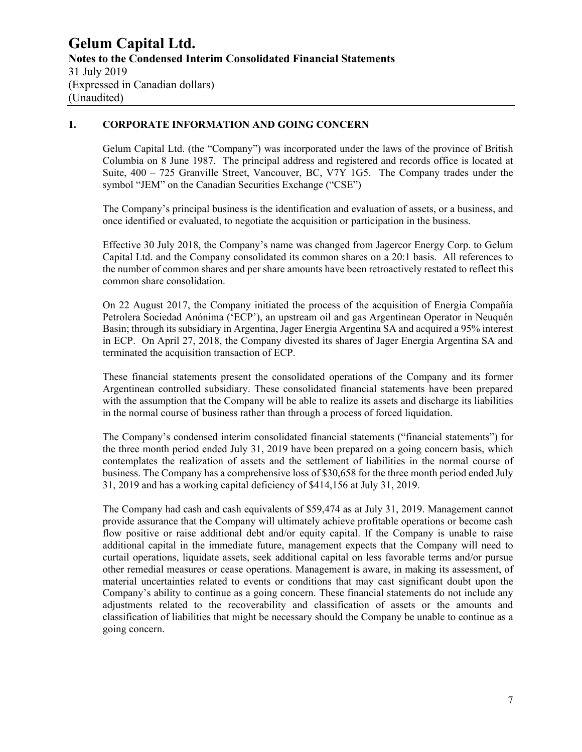# Gelum Capital Ltd.

**Notes to the Condensed Interim Consolidated Financial Statements**
31 July 2019
(Expressed in Canadian dollars)
(Unaudited)

## 1. CORPORATE INFORMATION AND GOING CONCERN

Gelum Capital Ltd. (the "Company") was incorporated under the laws of the province of British Columbia on 8 June 1987. The principal address and registered and records office is located at Suite, 400 – 725 Granville Street, Vancouver, BC, V7Y 1G5. The Company trades under the symbol "JEM" on the Canadian Securities Exchange ("CSE")

The Company's principal business is the identification and evaluation of assets, or a business, and once identified or evaluated, to negotiate the acquisition or participation in the business.

Effective 30 July 2018, the Company's name was changed from Jagercor Energy Corp. to Gelum Capital Ltd. and the Company consolidated its common shares on a 20:1 basis. All references to the number of common shares and per share amounts have been retroactively restated to reflect this common share consolidation.

On 22 August 2017, the Company initiated the process of the acquisition of Energia Compañía Petrolera Sociedad Anónima ('ECP'), an upstream oil and gas Argentinean Operator in Neuquén Basin; through its subsidiary in Argentina, Jager Energia Argentina SA and acquired a 95% interest in ECP. On April 27, 2018, the Company divested its shares of Jager Energia Argentina SA and terminated the acquisition transaction of ECP.

These financial statements present the consolidated operations of the Company and its former Argentinean controlled subsidiary. These consolidated financial statements have been prepared with the assumption that the Company will be able to realize its assets and discharge its liabilities in the normal course of business rather than through a process of forced liquidation.

The Company's condensed interim consolidated financial statements ("financial statements") for the three month period ended July 31, 2019 have been prepared on a going concern basis, which contemplates the realization of assets and the settlement of liabilities in the normal course of business. The Company has a comprehensive loss of $30,658 for the three month period ended July 31, 2019 and has a working capital deficiency of $414,156 at July 31, 2019.

The Company had cash and cash equivalents of $59,474 as at July 31, 2019. Management cannot provide assurance that the Company will ultimately achieve profitable operations or become cash flow positive or raise additional debt and/or equity capital. If the Company is unable to raise additional capital in the immediate future, management expects that the Company will need to curtail operations, liquidate assets, seek additional capital on less favorable terms and/or pursue other remedial measures or cease operations. Management is aware, in making its assessment, of material uncertainties related to events or conditions that may cast significant doubt upon the Company's ability to continue as a going concern. These financial statements do not include any adjustments related to the recoverability and classification of assets or the amounts and classification of liabilities that might be necessary should the Company be unable to continue as a going concern.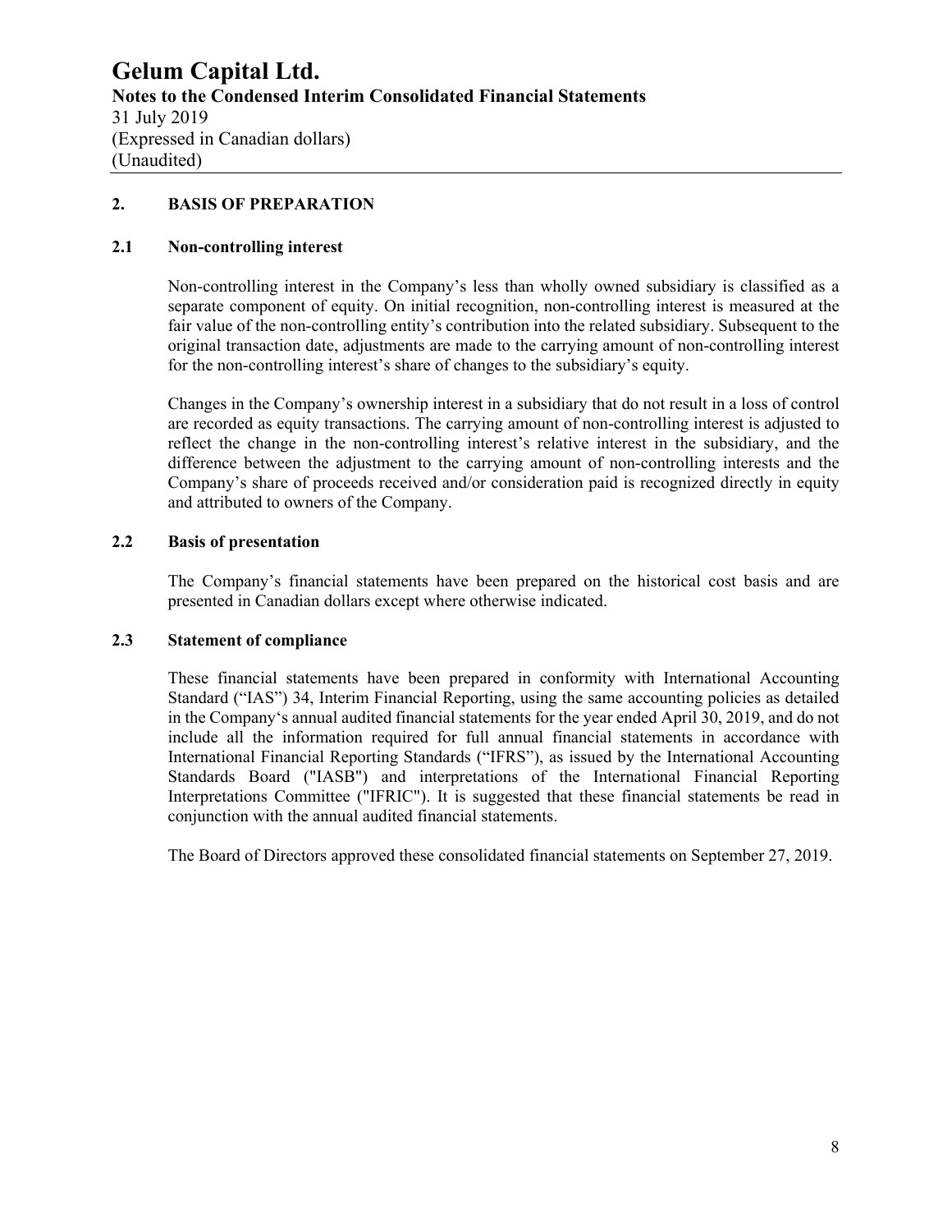# Gelum Capital Ltd.

**Notes to the Condensed Interim Consolidated Financial Statements**

31 July 2019

(Expressed in Canadian dollars)

(Unaudited)

## 2. BASIS OF PREPARATION

### 2.1 Non-controlling interest

Non-controlling interest in the Company's less than wholly owned subsidiary is classified as a separate component of equity. On initial recognition, non-controlling interest is measured at the fair value of the non-controlling entity's contribution into the related subsidiary. Subsequent to the original transaction date, adjustments are made to the carrying amount of non-controlling interest for the non-controlling interest's share of changes to the subsidiary's equity.

Changes in the Company's ownership interest in a subsidiary that do not result in a loss of control are recorded as equity transactions. The carrying amount of non-controlling interest is adjusted to reflect the change in the non-controlling interest's relative interest in the subsidiary, and the difference between the adjustment to the carrying amount of non-controlling interests and the Company's share of proceeds received and/or consideration paid is recognized directly in equity and attributed to owners of the Company.

### 2.2 Basis of presentation

The Company's financial statements have been prepared on the historical cost basis and are presented in Canadian dollars except where otherwise indicated.

### 2.3 Statement of compliance

These financial statements have been prepared in conformity with International Accounting Standard ("IAS") 34, Interim Financial Reporting, using the same accounting policies as detailed in the Company's annual audited financial statements for the year ended April 30, 2019, and do not include all the information required for full annual financial statements in accordance with International Financial Reporting Standards ("IFRS"), as issued by the International Accounting Standards Board ("IASB") and interpretations of the International Financial Reporting Interpretations Committee ("IFRIC"). It is suggested that these financial statements be read in conjunction with the annual audited financial statements.

The Board of Directors approved these consolidated financial statements on September 27, 2019.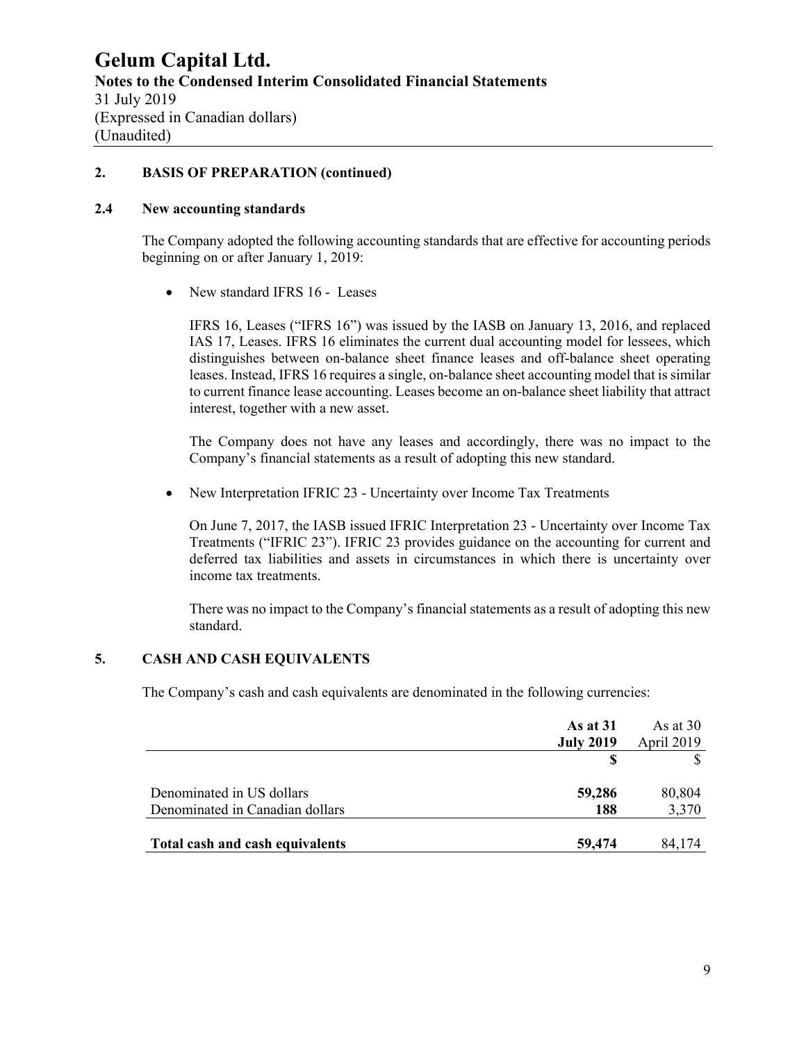# Gelum Capital Ltd.

**Notes to the Condensed Interim Consolidated Financial Statements**
31 July 2019
(Expressed in Canadian dollars)
(Unaudited)

## 2. BASIS OF PREPARATION (continued)

### 2.4 New accounting standards

The Company adopted the following accounting standards that are effective for accounting periods beginning on or after January 1, 2019:

- New standard IFRS 16 - Leases

  IFRS 16, Leases ("IFRS 16") was issued by the IASB on January 13, 2016, and replaced IAS 17, Leases. IFRS 16 eliminates the current dual accounting model for lessees, which distinguishes between on-balance sheet finance leases and off-balance sheet operating leases. Instead, IFRS 16 requires a single, on-balance sheet accounting model that is similar to current finance lease accounting. Leases become an on-balance sheet liability that attract interest, together with a new asset.

  The Company does not have any leases and accordingly, there was no impact to the Company's financial statements as a result of adopting this new standard.

- New Interpretation IFRIC 23 - Uncertainty over Income Tax Treatments

  On June 7, 2017, the IASB issued IFRIC Interpretation 23 - Uncertainty over Income Tax Treatments ("IFRIC 23"). IFRIC 23 provides guidance on the accounting for current and deferred tax liabilities and assets in circumstances in which there is uncertainty over income tax treatments.

  There was no impact to the Company's financial statements as a result of adopting this new standard.

## 5. CASH AND CASH EQUIVALENTS

The Company's cash and cash equivalents are denominated in the following currencies:

| | **As at 31 July 2019** | As at 30 April 2019 |
|---|---|---|
| | **$** | $ |
| Denominated in US dollars | **59,286** | 80,804 |
| Denominated in Canadian dollars | **188** | 3,370 |
| **Total cash and cash equivalents** | **59,474** | 84,174 |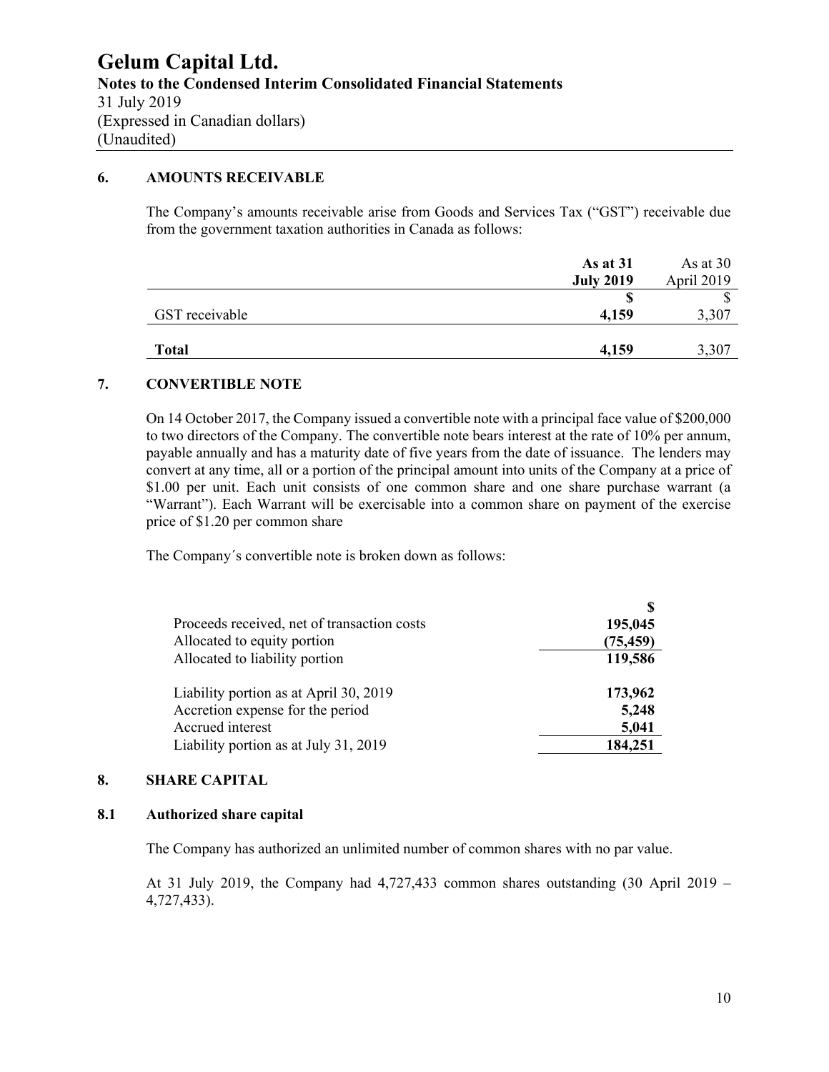## 6. AMOUNTS RECEIVABLE

The Company's amounts receivable arise from Goods and Services Tax ("GST") receivable due from the government taxation authorities in Canada as follows:

| | **As at 31 July 2019** | As at 30 April 2019 |
|---|---|---|
| | **$** | $ |
| GST receivable | **4,159** | 3,307 |
| **Total** | **4,159** | 3,307 |

## 7. CONVERTIBLE NOTE

On 14 October 2017, the Company issued a convertible note with a principal face value of $200,000 to two directors of the Company. The convertible note bears interest at the rate of 10% per annum, payable annually and has a maturity date of five years from the date of issuance. The lenders may convert at any time, all or a portion of the principal amount into units of the Company at a price of $1.00 per unit. Each unit consists of one common share and one share purchase warrant (a "Warrant"). Each Warrant will be exercisable into a common share on payment of the exercise price of $1.20 per common share

The Company´s convertible note is broken down as follows:

| | **$** |
|---|---|
| Proceeds received, net of transaction costs | **195,045** |
| Allocated to equity portion | **(75,459)** |
| Allocated to liability portion | **119,586** |
| | |
| Liability portion as at April 30, 2019 | **173,962** |
| Accretion expense for the period | **5,248** |
| Accrued interest | **5,041** |
| Liability portion as at July 31, 2019 | **184,251** |

## 8. SHARE CAPITAL

### 8.1 Authorized share capital

The Company has authorized an unlimited number of common shares with no par value.

At 31 July 2019, the Company had 4,727,433 common shares outstanding (30 April 2019 – 4,727,433).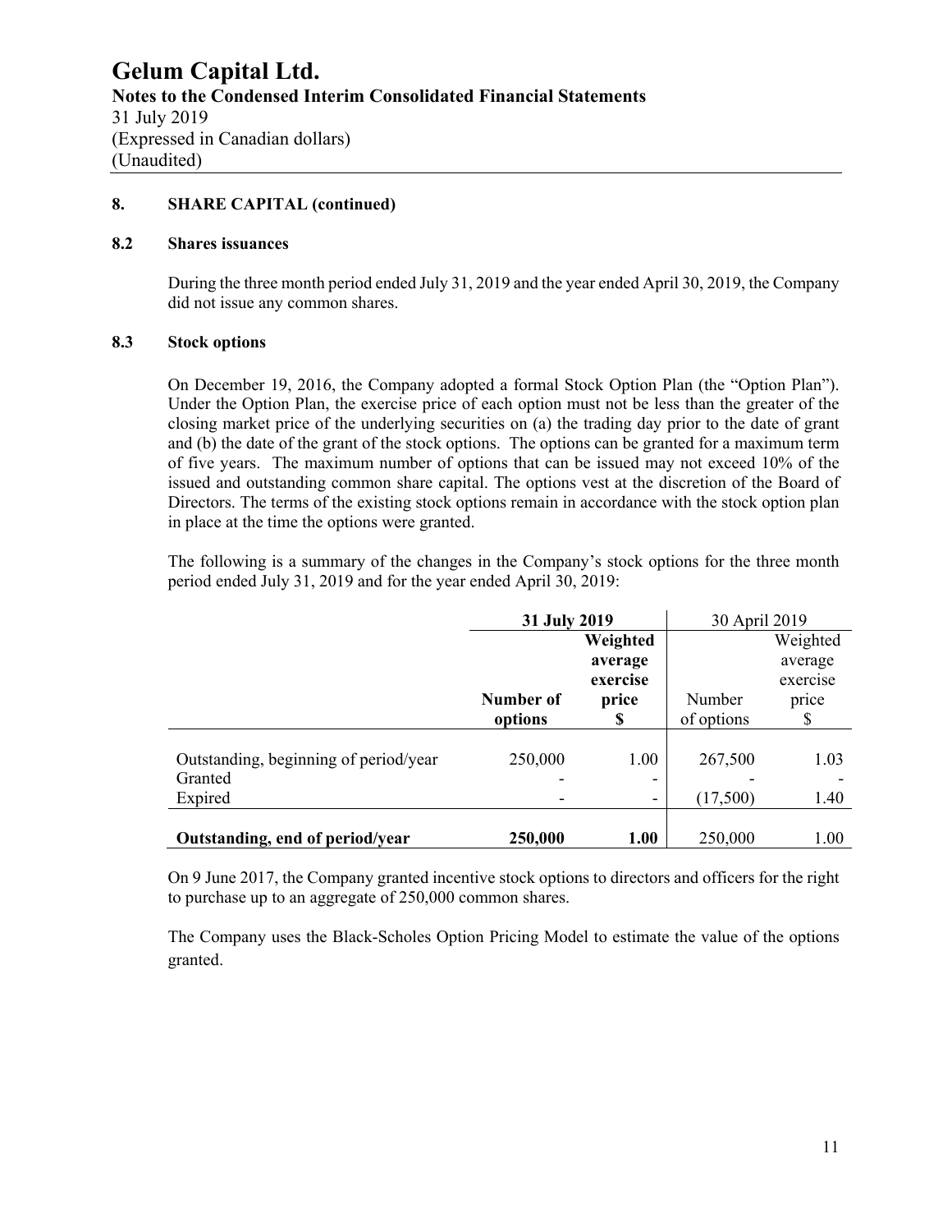## 8. SHARE CAPITAL (continued)

### 8.2 Shares issuances

During the three month period ended July 31, 2019 and the year ended April 30, 2019, the Company did not issue any common shares.

### 8.3 Stock options

On December 19, 2016, the Company adopted a formal Stock Option Plan (the "Option Plan"). Under the Option Plan, the exercise price of each option must not be less than the greater of the closing market price of the underlying securities on (a) the trading day prior to the date of grant and (b) the date of the grant of the stock options. The options can be granted for a maximum term of five years. The maximum number of options that can be issued may not exceed 10% of the issued and outstanding common share capital. The options vest at the discretion of the Board of Directors. The terms of the existing stock options remain in accordance with the stock option plan in place at the time the options were granted.

The following is a summary of the changes in the Company's stock options for the three month period ended July 31, 2019 and for the year ended April 30, 2019:

| | **31 July 2019** | | 30 April 2019 | |
|---|---|---|---|---|
| | **Number of options** | **Weighted average exercise price $** | Number of options | Weighted average exercise price $ |
| Outstanding, beginning of period/year | 250,000 | 1.00 | 267,500 | 1.03 |
| Granted | - | - | - | - |
| Expired | - | - | (17,500) | 1.40 |
| **Outstanding, end of period/year** | **250,000** | **1.00** | 250,000 | 1.00 |

On 9 June 2017, the Company granted incentive stock options to directors and officers for the right to purchase up to an aggregate of 250,000 common shares.

The Company uses the Black-Scholes Option Pricing Model to estimate the value of the options granted.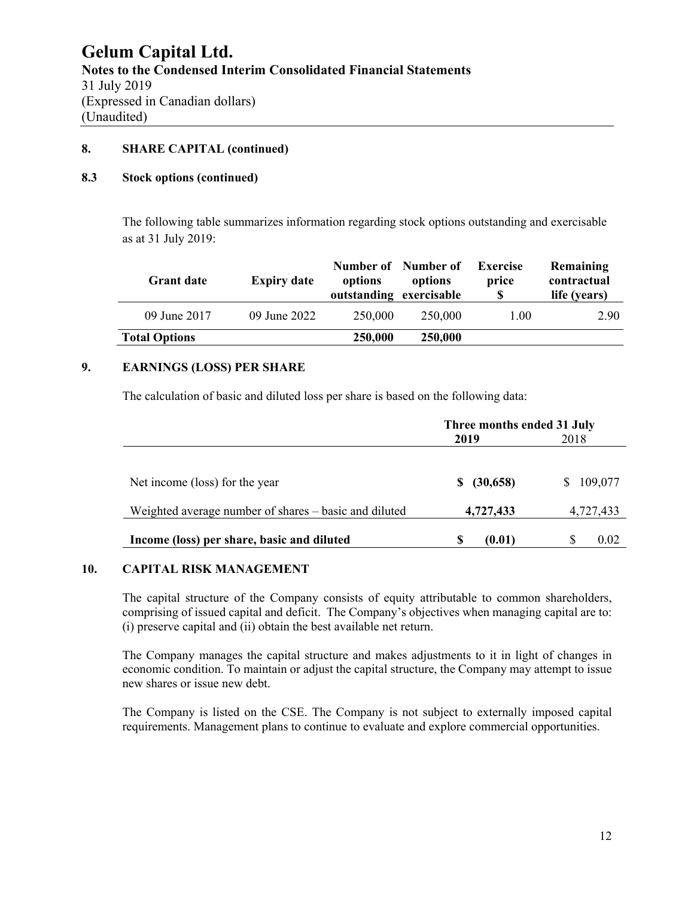# Gelum Capital Ltd.

**Notes to the Condensed Interim Consolidated Financial Statements**
31 July 2019
(Expressed in Canadian dollars)
(Unaudited)

## 8. SHARE CAPITAL (continued)

### 8.3 Stock options (continued)

The following table summarizes information regarding stock options outstanding and exercisable as at 31 July 2019:

| Grant date | Expiry date | Number of options outstanding | Number of options exercisable | Exercise price $ | Remaining contractual life (years) |
|---|---|---|---|---|---|
| 09 June 2017 | 09 June 2022 | 250,000 | 250,000 | 1.00 | 2.90 |
| **Total Options** | | **250,000** | **250,000** | | |

## 9. EARNINGS (LOSS) PER SHARE

The calculation of basic and diluted loss per share is based on the following data:

| | Three months ended 31 July | |
|---|---|---|
| | **2019** | 2018 |
| Net income (loss) for the year | **$ (30,658)** | $ 109,077 |
| Weighted average number of shares – basic and diluted | **4,727,433** | 4,727,433 |
| **Income (loss) per share, basic and diluted** | **$ (0.01)** | $ 0.02 |

## 10. CAPITAL RISK MANAGEMENT

The capital structure of the Company consists of equity attributable to common shareholders, comprising of issued capital and deficit. The Company's objectives when managing capital are to: (i) preserve capital and (ii) obtain the best available net return.

The Company manages the capital structure and makes adjustments to it in light of changes in economic condition. To maintain or adjust the capital structure, the Company may attempt to issue new shares or issue new debt.

The Company is listed on the CSE. The Company is not subject to externally imposed capital requirements. Management plans to continue to evaluate and explore commercial opportunities.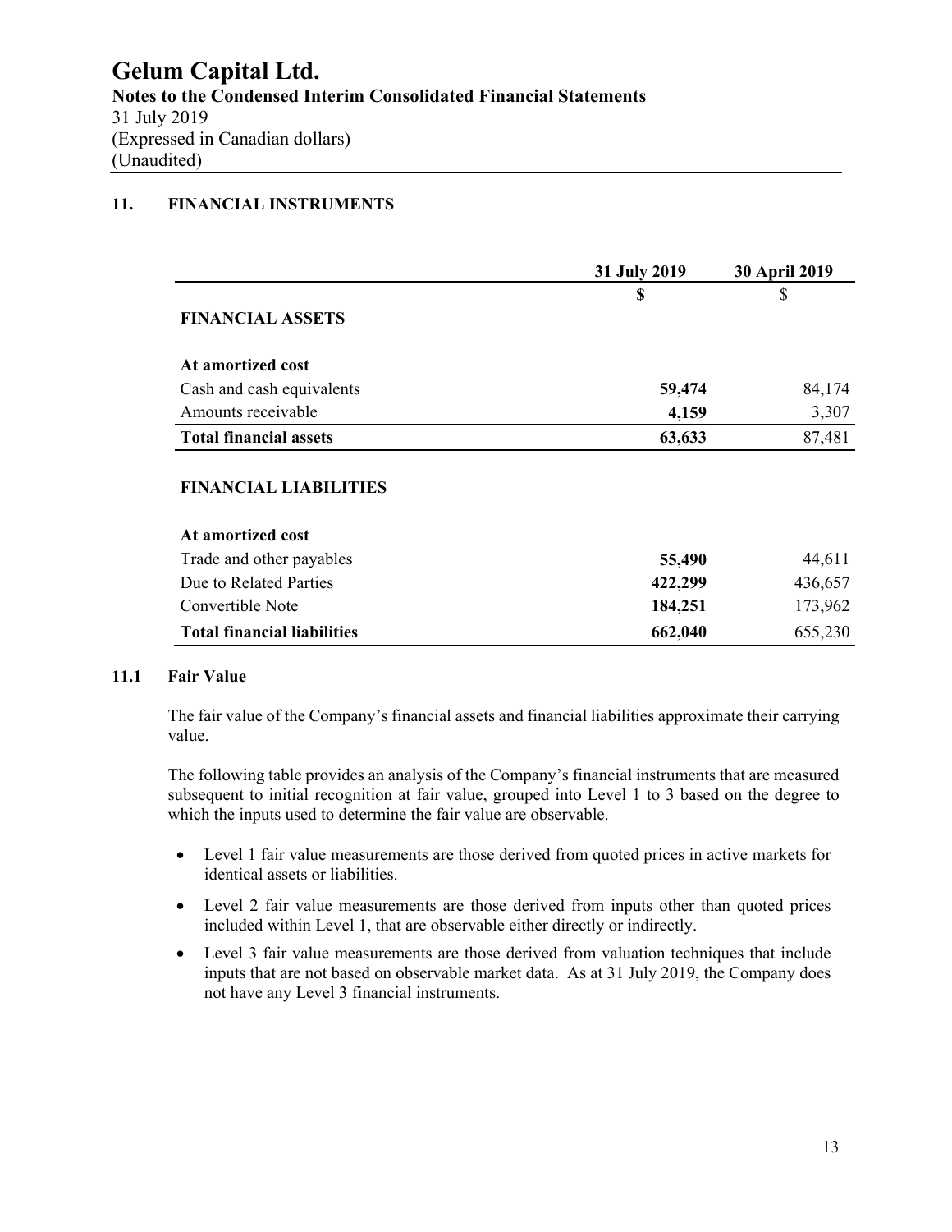**Gelum Capital Ltd.**
**Notes to the Condensed Interim Consolidated Financial Statements**
31 July 2019
(Expressed in Canadian dollars)
(Unaudited)

## 11. FINANCIAL INSTRUMENTS

| | 31 July 2019 | 30 April 2019 |
|---|---|---|
| | **$** | $ |
| **FINANCIAL ASSETS** | | |
| **At amortized cost** | | |
| Cash and cash equivalents | **59,474** | 84,174 |
| Amounts receivable | **4,159** | 3,307 |
| **Total financial assets** | **63,633** | 87,481 |
| **FINANCIAL LIABILITIES** | | |
| **At amortized cost** | | |
| Trade and other payables | **55,490** | 44,611 |
| Due to Related Parties | **422,299** | 436,657 |
| Convertible Note | **184,251** | 173,962 |
| **Total financial liabilities** | **662,040** | 655,230 |

### 11.1 Fair Value

The fair value of the Company's financial assets and financial liabilities approximate their carrying value.

The following table provides an analysis of the Company's financial instruments that are measured subsequent to initial recognition at fair value, grouped into Level 1 to 3 based on the degree to which the inputs used to determine the fair value are observable.

- Level 1 fair value measurements are those derived from quoted prices in active markets for identical assets or liabilities.
- Level 2 fair value measurements are those derived from inputs other than quoted prices included within Level 1, that are observable either directly or indirectly.
- Level 3 fair value measurements are those derived from valuation techniques that include inputs that are not based on observable market data. As at 31 July 2019, the Company does not have any Level 3 financial instruments.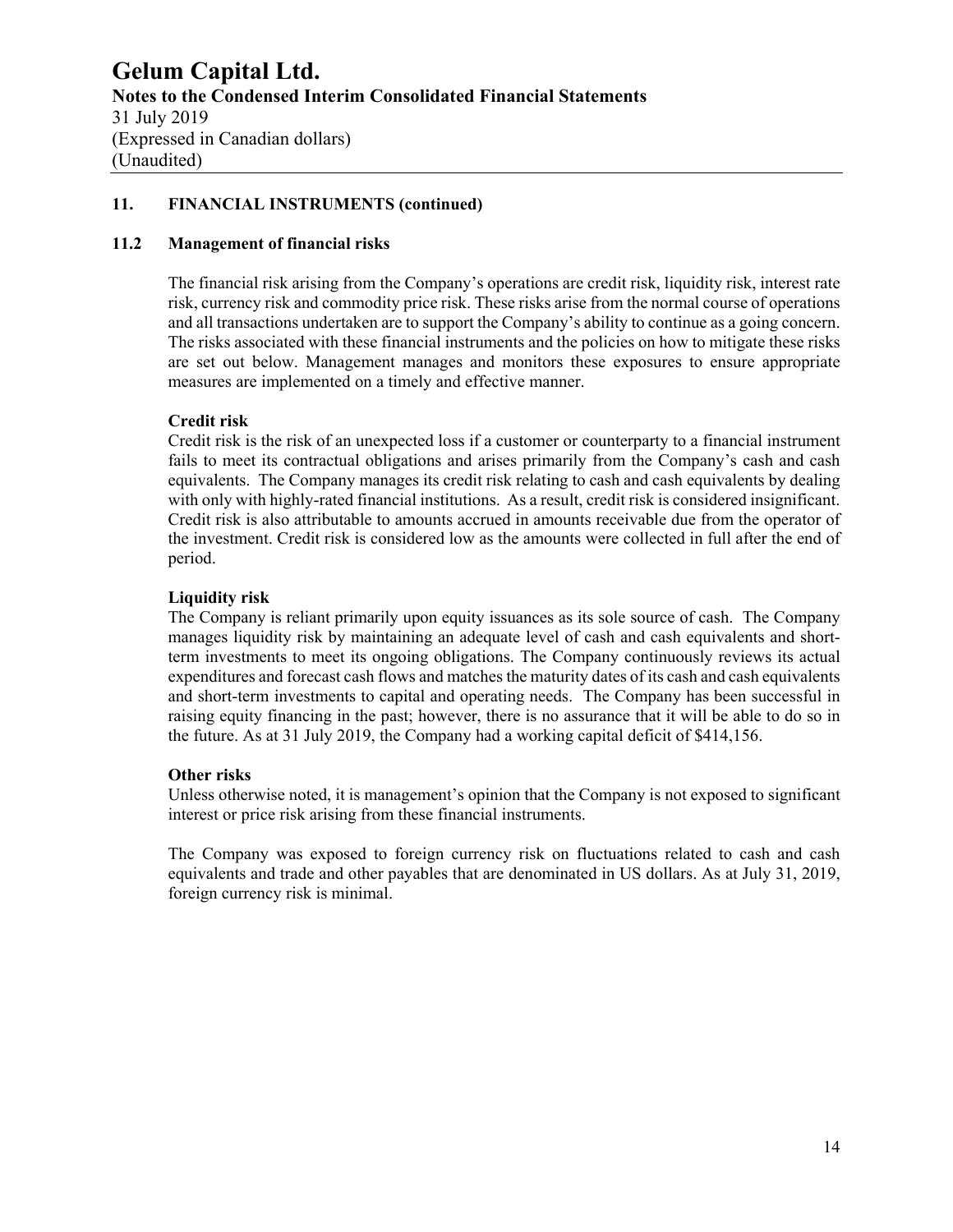## 11. FINANCIAL INSTRUMENTS (continued)

### 11.2 Management of financial risks

The financial risk arising from the Company's operations are credit risk, liquidity risk, interest rate risk, currency risk and commodity price risk. These risks arise from the normal course of operations and all transactions undertaken are to support the Company's ability to continue as a going concern. The risks associated with these financial instruments and the policies on how to mitigate these risks are set out below. Management manages and monitors these exposures to ensure appropriate measures are implemented on a timely and effective manner.

**Credit risk**
Credit risk is the risk of an unexpected loss if a customer or counterparty to a financial instrument fails to meet its contractual obligations and arises primarily from the Company's cash and cash equivalents. The Company manages its credit risk relating to cash and cash equivalents by dealing with only with highly-rated financial institutions. As a result, credit risk is considered insignificant. Credit risk is also attributable to amounts accrued in amounts receivable due from the operator of the investment. Credit risk is considered low as the amounts were collected in full after the end of period.

**Liquidity risk**
The Company is reliant primarily upon equity issuances as its sole source of cash. The Company manages liquidity risk by maintaining an adequate level of cash and cash equivalents and short-term investments to meet its ongoing obligations. The Company continuously reviews its actual expenditures and forecast cash flows and matches the maturity dates of its cash and cash equivalents and short-term investments to capital and operating needs. The Company has been successful in raising equity financing in the past; however, there is no assurance that it will be able to do so in the future. As at 31 July 2019, the Company had a working capital deficit of $414,156.

**Other risks**
Unless otherwise noted, it is management's opinion that the Company is not exposed to significant interest or price risk arising from these financial instruments.

The Company was exposed to foreign currency risk on fluctuations related to cash and cash equivalents and trade and other payables that are denominated in US dollars. As at July 31, 2019, foreign currency risk is minimal.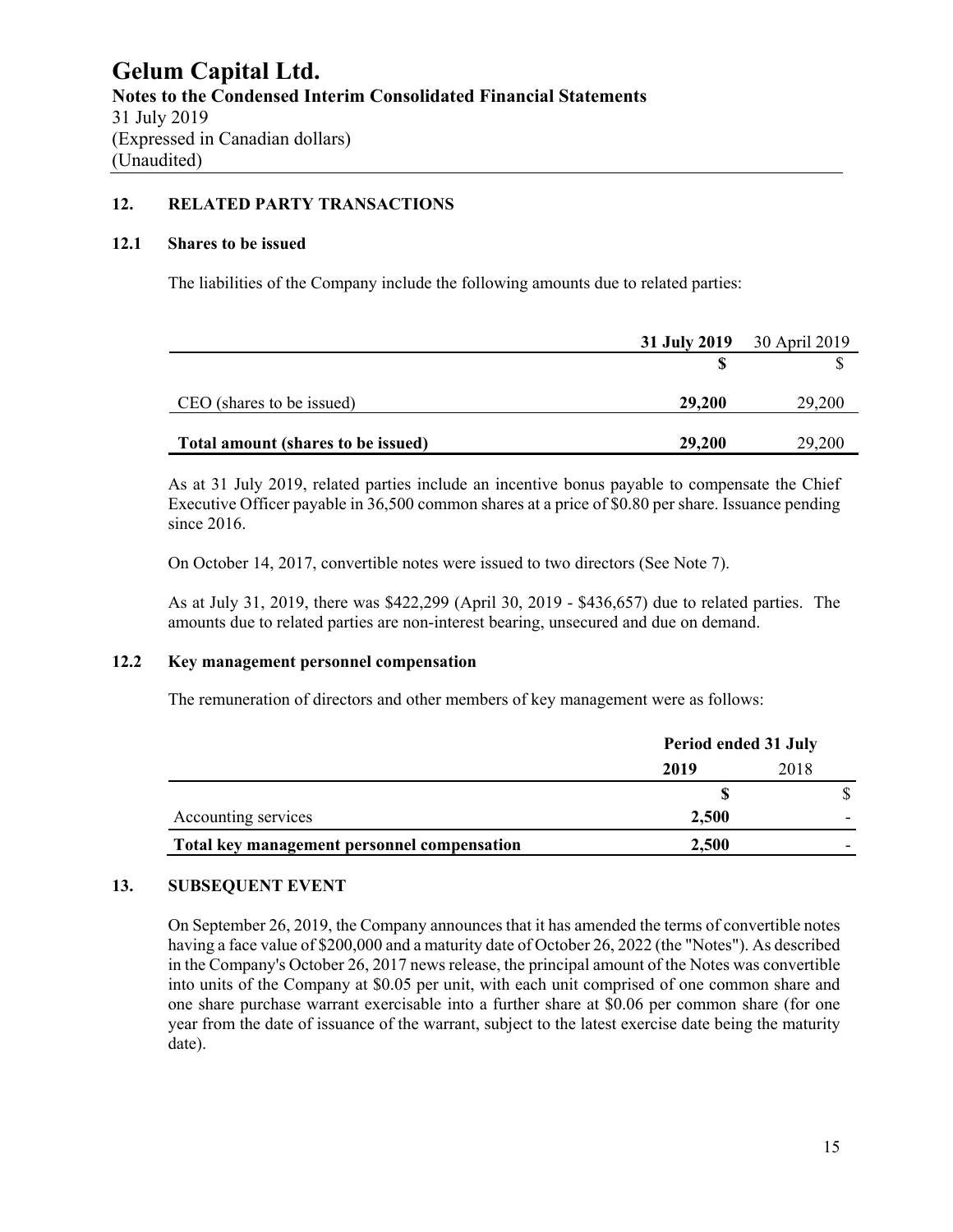# Gelum Capital Ltd.

**Notes to the Condensed Interim Consolidated Financial Statements**
31 July 2019
(Expressed in Canadian dollars)
(Unaudited)

## 12. RELATED PARTY TRANSACTIONS

### 12.1 Shares to be issued

The liabilities of the Company include the following amounts due to related parties:

| | **31 July 2019** | 30 April 2019 |
|---|---|---|
| | **$** | $ |
| CEO (shares to be issued) | **29,200** | 29,200 |
| **Total amount (shares to be issued)** | **29,200** | 29,200 |

As at 31 July 2019, related parties include an incentive bonus payable to compensate the Chief Executive Officer payable in 36,500 common shares at a price of $0.80 per share. Issuance pending since 2016.

On October 14, 2017, convertible notes were issued to two directors (See Note 7).

As at July 31, 2019, there was $422,299 (April 30, 2019 - $436,657) due to related parties. The amounts due to related parties are non-interest bearing, unsecured and due on demand.

### 12.2 Key management personnel compensation

The remuneration of directors and other members of key management were as follows:

| | **Period ended 31 July** | |
|---|---|---|
| | **2019** | 2018 |
| | **$** | $ |
| Accounting services | **2,500** | - |
| **Total key management personnel compensation** | **2,500** | - |

## 13. SUBSEQUENT EVENT

On September 26, 2019, the Company announces that it has amended the terms of convertible notes having a face value of $200,000 and a maturity date of October 26, 2022 (the "Notes"). As described in the Company's October 26, 2017 news release, the principal amount of the Notes was convertible into units of the Company at $0.05 per unit, with each unit comprised of one common share and one share purchase warrant exercisable into a further share at $0.06 per common share (for one year from the date of issuance of the warrant, subject to the latest exercise date being the maturity date).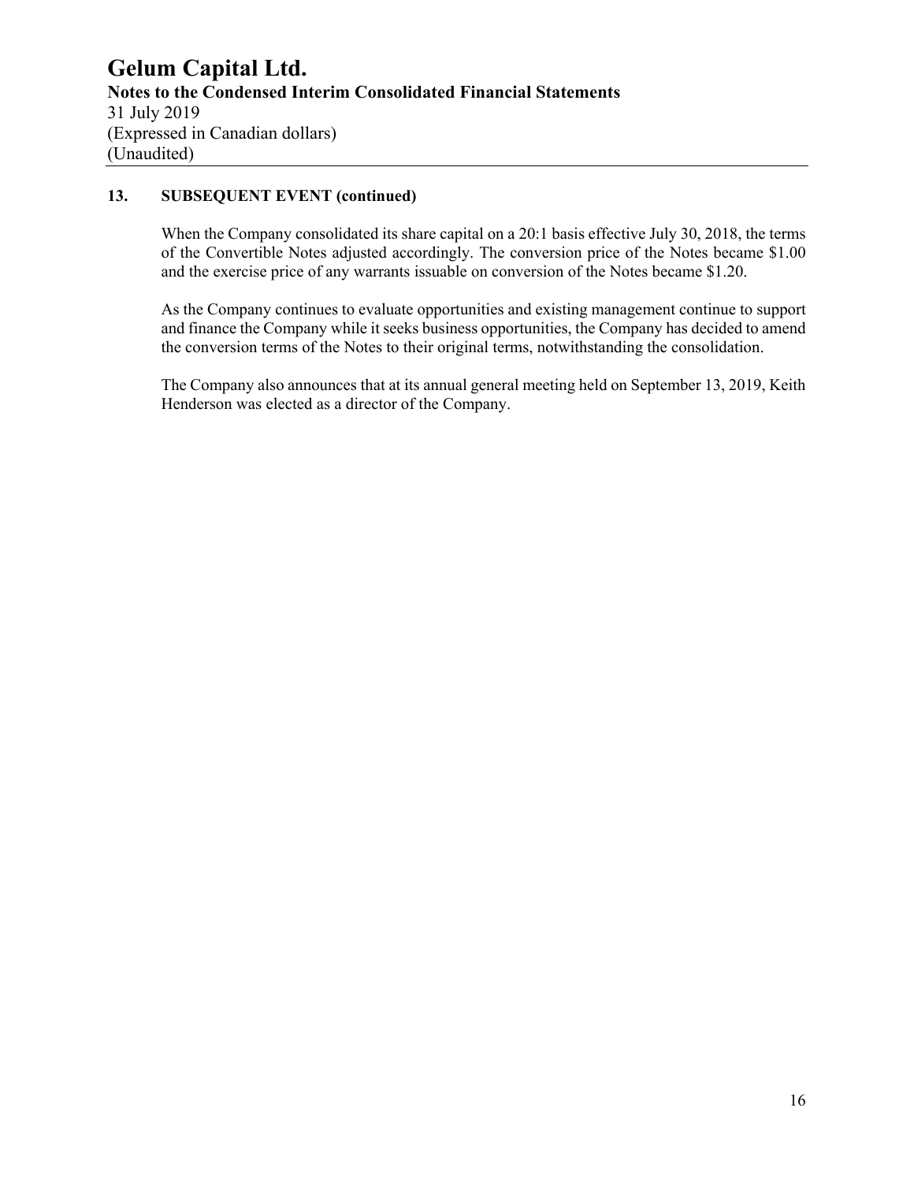## 13. SUBSEQUENT EVENT (continued)

When the Company consolidated its share capital on a 20:1 basis effective July 30, 2018, the terms of the Convertible Notes adjusted accordingly. The conversion price of the Notes became $1.00 and the exercise price of any warrants issuable on conversion of the Notes became $1.20.

As the Company continues to evaluate opportunities and existing management continue to support and finance the Company while it seeks business opportunities, the Company has decided to amend the conversion terms of the Notes to their original terms, notwithstanding the consolidation.

The Company also announces that at its annual general meeting held on September 13, 2019, Keith Henderson was elected as a director of the Company.